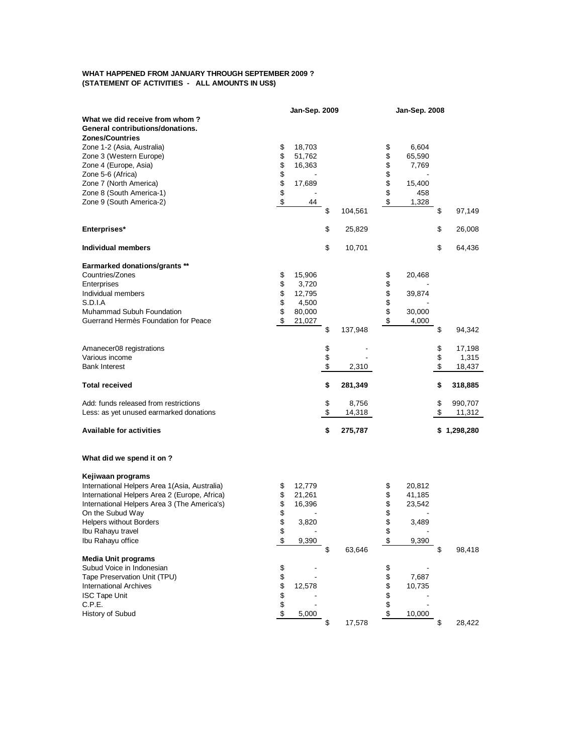**WHAT HAPPENED FROM JANUARY THROUGH SEPTEMBER 2009 ?**
**(STATEMENT OF ACTIVITIES - ALL AMOUNTS IN US$)**

| | Jan-Sep. 2009 | | Jan-Sep. 2008 | |
|---|---|---|---|---|
| **What we did receive from whom ?** | | | | |
| **General contributions/donations.** | | | | |
| **Zones/Countries** | | | | |
| Zone 1-2 (Asia, Australia) | $ 18,703 | | $ 6,604 | |
| Zone 3 (Western Europe) | $ 51,762 | | $ 65,590 | |
| Zone 4 (Europe, Asia) | $ 16,363 | | $ 7,769 | |
| Zone 5-6 (Africa) | $ - | | $ - | |
| Zone 7 (North America) | $ 17,689 | | $ 15,400 | |
| Zone 8 (South America-1) | $ - | | $ 458 | |
| Zone 9 (South America-2) | $ 44 | | $ 1,328 | |
| | | $ 104,561 | | $ 97,149 |
| **Enterprises*** | | $ 25,829 | | $ 26,008 |
| **Individual members** | | $ 10,701 | | $ 64,436 |
| **Earmarked donations/grants **** | | | | |
| Countries/Zones | $ 15,906 | | $ 20,468 | |
| Enterprises | $ 3,720 | | $ - | |
| Individual members | $ 12,795 | | $ 39,874 | |
| S.D.I.A | $ 4,500 | | $ - | |
| Muhammad Subuh Foundation | $ 80,000 | | $ 30,000 | |
| Guerrand Hermès Foundation for Peace | $ 21,027 | | $ 4,000 | |
| | | $ 137,948 | | $ 94,342 |
| Amanecer08 registrations | | $ - | | $ 17,198 |
| Various income | | $ - | | $ 1,315 |
| Bank Interest | | $ 2,310 | | $ 18,437 |
| **Total received** | | **$ 281,349** | | **$ 318,885** |
| Add: funds released from restrictions | | $ 8,756 | | $ 990,707 |
| Less: as yet unused earmarked donations | | $ 14,318 | | $ 11,312 |
| **Available for activities** | | **$ 275,787** | | **$ 1,298,280** |
| | | | | |
| **What did we spend it on ?** | | | | |
| **Kejiwaan programs** | | | | |
| International Helpers Area 1(Asia, Australia) | $ 12,779 | | $ 20,812 | |
| International Helpers Area 2 (Europe, Africa) | $ 21,261 | | $ 41,185 | |
| International Helpers Area 3 (The America's) | $ 16,396 | | $ 23,542 | |
| On the Subud Way | $ - | | $ - | |
| Helpers without Borders | $ 3,820 | | $ 3,489 | |
| Ibu Rahayu travel | $ - | | $ - | |
| Ibu Rahayu office | $ 9,390 | | $ 9,390 | |
| | | $ 63,646 | | $ 98,418 |
| **Media Unit programs** | | | | |
| Subud Voice in Indonesian | $ - | | $ - | |
| Tape Preservation Unit (TPU) | $ - | | $ 7,687 | |
| International Archives | $ 12,578 | | $ 10,735 | |
| ISC Tape Unit | $ - | | $ - | |
| C.P.E. | $ - | | $ - | |
| History of Subud | $ 5,000 | | $ 10,000 | |
| | | $ 17,578 | | $ 28,422 |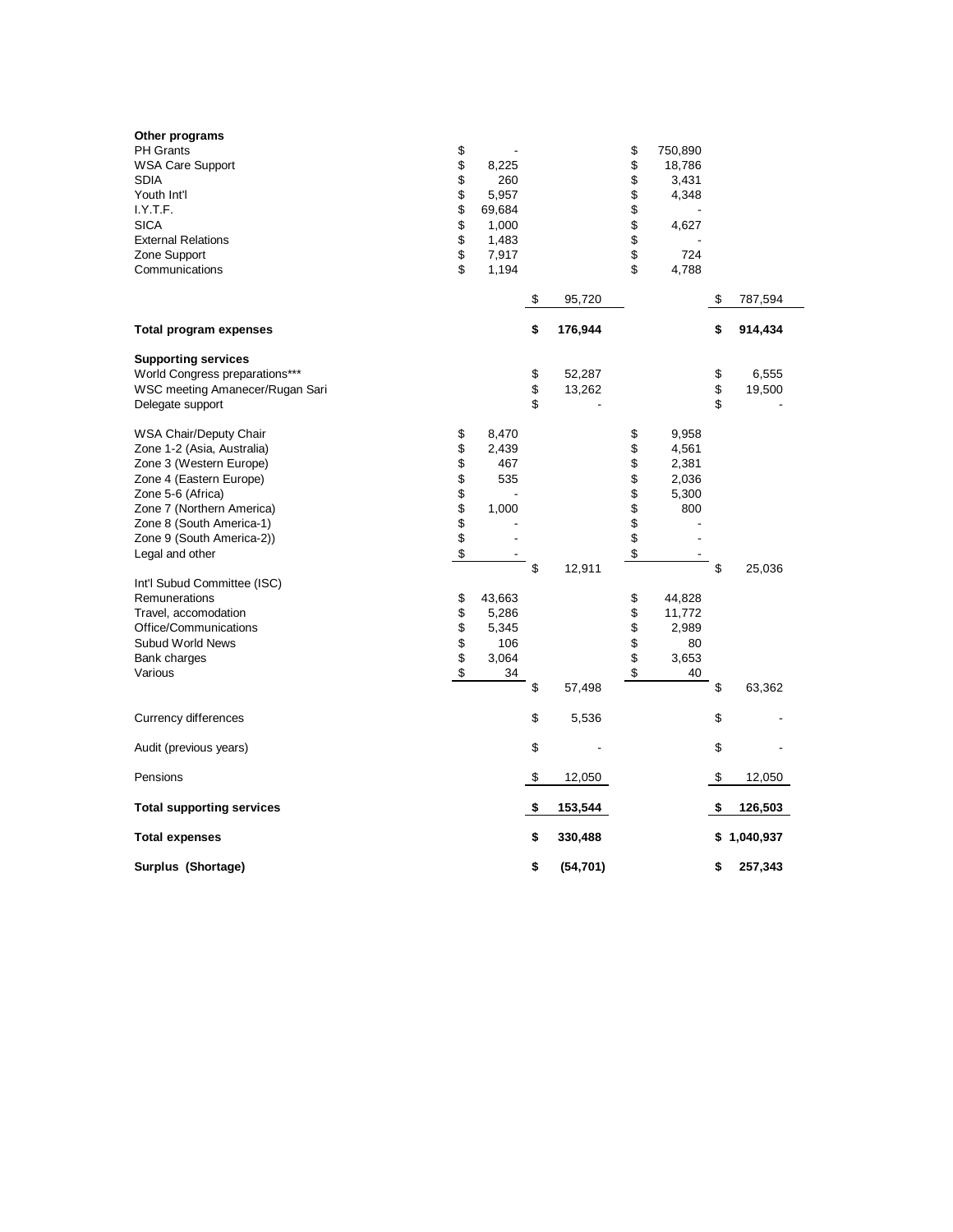| | | | | |
|---|---|---|---|---|
| **Other programs** | | | | |
| PH Grants | $ - | | $ 750,890 | |
| WSA Care Support | $ 8,225 | | $ 18,786 | |
| SDIA | $ 260 | | $ 3,431 | |
| Youth Int'l | $ 5,957 | | $ 4,348 | |
| I.Y.T.F. | $ 69,684 | | $ - | |
| SICA | $ 1,000 | | $ 4,627 | |
| External Relations | $ 1,483 | | $ - | |
| Zone Support | $ 7,917 | | $ 724 | |
| Communications | $ 1,194 | | $ 4,788 | |
| | | $ 95,720 | | $ 787,594 |
| **Total program expenses** | | **$ 176,944** | | **$ 914,434** |
| **Supporting services** | | | | |
| World Congress preparations*** | | $ 52,287 | | $ 6,555 |
| WSC meeting Amanecer/Rugan Sari | | $ 13,262 | | $ 19,500 |
| Delegate support | | $ - | | $ - |
| WSA Chair/Deputy Chair | $ 8,470 | | $ 9,958 | |
| Zone 1-2 (Asia, Australia) | $ 2,439 | | $ 4,561 | |
| Zone 3 (Western Europe) | $ 467 | | $ 2,381 | |
| Zone 4 (Eastern Europe) | $ 535 | | $ 2,036 | |
| Zone 5-6 (Africa) | $ - | | $ 5,300 | |
| Zone 7 (Northern America) | $ 1,000 | | $ 800 | |
| Zone 8 (South America-1) | $ - | | $ - | |
| Zone 9 (South America-2)) | $ - | | $ - | |
| Legal and other | $ - | | $ - | |
| | | $ 12,911 | | $ 25,036 |
| Int'l Subud Committee (ISC) | | | | |
| Remunerations | $ 43,663 | | $ 44,828 | |
| Travel, accomodation | $ 5,286 | | $ 11,772 | |
| Office/Communications | $ 5,345 | | $ 2,989 | |
| Subud World News | $ 106 | | $ 80 | |
| Bank charges | $ 3,064 | | $ 3,653 | |
| Various | $ 34 | | $ 40 | |
| | | $ 57,498 | | $ 63,362 |
| Currency differences | | $ 5,536 | | $ - |
| Audit (previous years) | | $ - | | $ - |
| Pensions | | $ 12,050 | | $ 12,050 |
| **Total supporting services** | | **$ 153,544** | | **$ 126,503** |
| **Total expenses** | | **$ 330,488** | | **$ 1,040,937** |
| **Surplus (Shortage)** | | **$ (54,701)** | | **$ 257,343** |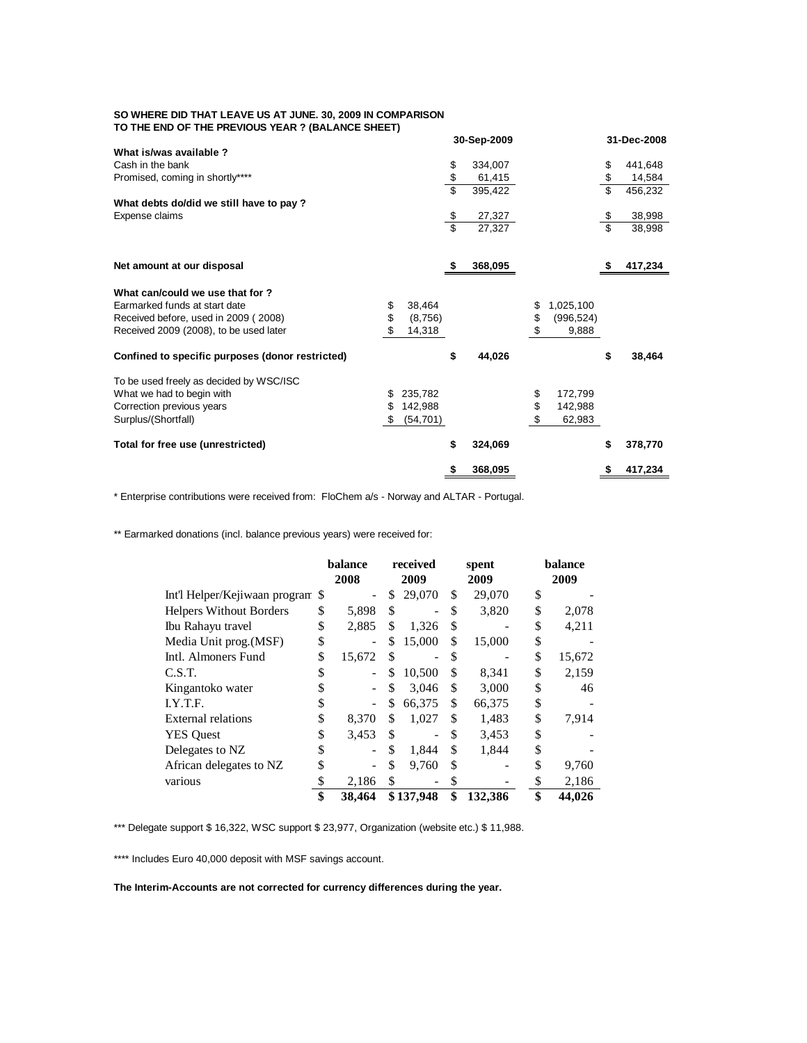**SO WHERE DID THAT LEAVE US AT JUNE. 30, 2009 IN COMPARISON TO THE END OF THE PREVIOUS YEAR ? (BALANCE SHEET)**

| | | 30-Sep-2009 | | 31-Dec-2008 |
|---|---|---|---|---|
| **What is/was available ?** | | | | |
| Cash in the bank | | $ 334,007 | | $ 441,648 |
| Promised, coming in shortly**** | | $ 61,415 | | $ 14,584 |
| | | $ 395,422 | | $ 456,232 |
| **What debts do/did we still have to pay ?** | | | | |
| Expense claims | | $ 27,327 | | $ 38,998 |
| | | $ 27,327 | | $ 38,998 |
| **Net amount at our disposal** | | **$ 368,095** | | **$ 417,234** |
| **What can/could we use that for ?** | | | | |
| Earmarked funds at start date | $ 38,464 | | $ 1,025,100 | |
| Received before, used in 2009 ( 2008) | $ (8,756) | | $ (996,524) | |
| Received 2009 (2008), to be used later | $ 14,318 | | $ 9,888 | |
| **Confined to specific purposes (donor restricted)** | | **$ 44,026** | | **$ 38,464** |
| To be used freely as decided by WSC/ISC | | | | |
| What we had to begin with | $ 235,782 | | $ 172,799 | |
| Correction previous years | $ 142,988 | | $ 142,988 | |
| Surplus/(Shortfall) | $ (54,701) | | $ 62,983 | |
| **Total for free use (unrestricted)** | | **$ 324,069** | | **$ 378,770** |
| | | **$ 368,095** | | **$ 417,234** |

* Enterprise contributions were received from: FloChem a/s - Norway and ALTAR - Portugal.

** Earmarked donations (incl. balance previous years) were received for:

| | balance 2008 | received 2009 | spent 2009 | balance 2009 |
|---|---|---|---|---|
| Int'l Helper/Kejiwaan program | $ - | $ 29,070 | $ 29,070 | $ - |
| Helpers Without Borders | $ 5,898 | $ - | $ 3,820 | $ 2,078 |
| Ibu Rahayu travel | $ 2,885 | $ 1,326 | $ - | $ 4,211 |
| Media Unit prog.(MSF) | $ - | $ 15,000 | $ 15,000 | $ - |
| Intl. Almoners Fund | $ 15,672 | $ - | $ - | $ 15,672 |
| C.S.T. | $ - | $ 10,500 | $ 8,341 | $ 2,159 |
| Kingantoko water | $ - | $ 3,046 | $ 3,000 | $ 46 |
| I.Y.T.F. | $ - | $ 66,375 | $ 66,375 | $ - |
| External relations | $ 8,370 | $ 1,027 | $ 1,483 | $ 7,914 |
| YES Quest | $ 3,453 | $ - | $ 3,453 | $ - |
| Delegates to NZ | $ - | $ 1,844 | $ 1,844 | $ - |
| African delegates to NZ | $ - | $ 9,760 | $ - | $ 9,760 |
| various | $ 2,186 | $ - | $ - | $ 2,186 |
| | **$ 38,464** | **$ 137,948** | **$ 132,386** | **$ 44,026** |

*** Delegate support $ 16,322, WSC support $ 23,977, Organization (website etc.) $ 11,988.

**** Includes Euro 40,000 deposit with MSF savings account.

**The Interim-Accounts are not corrected for currency differences during the year.**